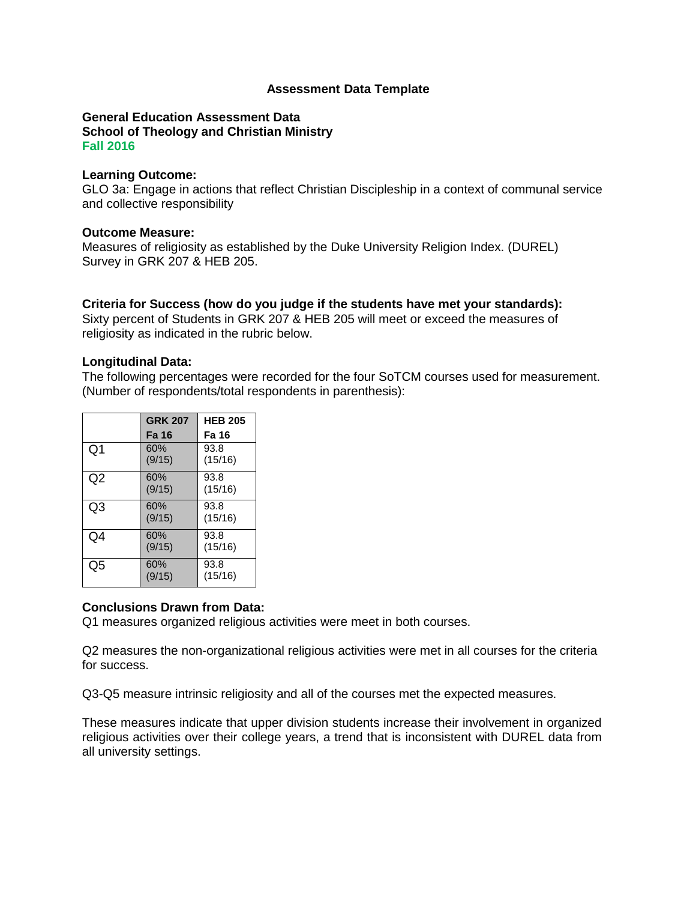# Assessment Data Template

**General Education Assessment Data**
**School of Theology and Christian Ministry**
**Fall 2016**

**Learning Outcome:**
GLO 3a: Engage in actions that reflect Christian Discipleship in a context of communal service and collective responsibility

**Outcome Measure:**
Measures of religiosity as established by the Duke University Religion Index. (DUREL) Survey in GRK 207 & HEB 205.

**Criteria for Success (how do you judge if the students have met your standards):**
Sixty percent of Students in GRK 207 & HEB 205 will meet or exceed the measures of religiosity as indicated in the rubric below.

**Longitudinal Data:**
The following percentages were recorded for the four SoTCM courses used for measurement. (Number of respondents/total respondents in parenthesis):

| | GRK 207 Fa 16 | HEB 205 Fa 16 |
|---|---|---|
| Q1 | 60% (9/15) | 93.8 (15/16) |
| Q2 | 60% (9/15) | 93.8 (15/16) |
| Q3 | 60% (9/15) | 93.8 (15/16) |
| Q4 | 60% (9/15) | 93.8 (15/16) |
| Q5 | 60% (9/15) | 93.8 (15/16) |

**Conclusions Drawn from Data:**
Q1 measures organized religious activities were meet in both courses.

Q2 measures the non-organizational religious activities were met in all courses for the criteria for success.

Q3-Q5 measure intrinsic religiosity and all of the courses met the expected measures.

These measures indicate that upper division students increase their involvement in organized religious activities over their college years, a trend that is inconsistent with DUREL data from all university settings.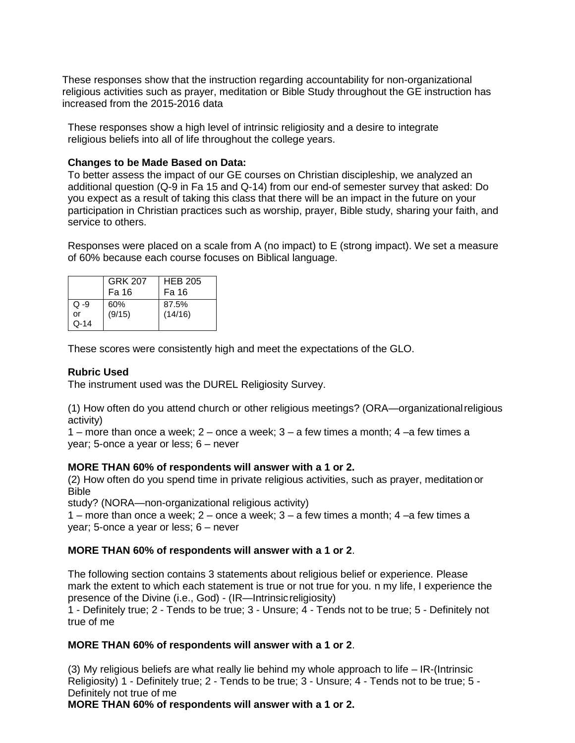These responses show that the instruction regarding accountability for non-organizational religious activities such as prayer, meditation or Bible Study throughout the GE instruction has increased from the 2015-2016 data

These responses show a high level of intrinsic religiosity and a desire to integrate religious beliefs into all of life throughout the college years.

**Changes to be Made Based on Data:**
To better assess the impact of our GE courses on Christian discipleship, we analyzed an additional question (Q-9 in Fa 15 and Q-14) from our end-of semester survey that asked: Do you expect as a result of taking this class that there will be an impact in the future on your participation in Christian practices such as worship, prayer, Bible study, sharing your faith, and service to others.

Responses were placed on a scale from A (no impact) to E (strong impact). We set a measure of 60% because each course focuses on Biblical language.

| | GRK 207 Fa 16 | HEB 205 Fa 16 |
|---|---|---|
| Q -9 or Q-14 | 60% (9/15) | 87.5% (14/16) |

These scores were consistently high and meet the expectations of the GLO.

**Rubric Used**
The instrument used was the DUREL Religiosity Survey.

(1) How often do you attend church or other religious meetings? (ORA—organizational religious activity)
1 – more than once a week; 2 – once a week; 3 – a few times a month; 4 –a few times a year; 5-once a year or less; 6 – never

**MORE THAN 60% of respondents will answer with a 1 or 2.**
(2) How often do you spend time in private religious activities, such as prayer, meditation or Bible
study? (NORA—non-organizational religious activity)
1 – more than once a week; 2 – once a week; 3 – a few times a month; 4 –a few times a year; 5-once a year or less; 6 – never

**MORE THAN 60% of respondents will answer with a 1 or 2**.

The following section contains 3 statements about religious belief or experience. Please mark the extent to which each statement is true or not true for you. n my life, I experience the presence of the Divine (i.e., God) - (IR—Intrinsic religiosity)
1 - Definitely true; 2 - Tends to be true; 3 - Unsure; 4 - Tends not to be true; 5 - Definitely not true of me

**MORE THAN 60% of respondents will answer with a 1 or 2**.

(3) My religious beliefs are what really lie behind my whole approach to life – IR-(Intrinsic Religiosity) 1 - Definitely true; 2 - Tends to be true; 3 - Unsure; 4 - Tends not to be true; 5 - Definitely not true of me
**MORE THAN 60% of respondents will answer with a 1 or 2.**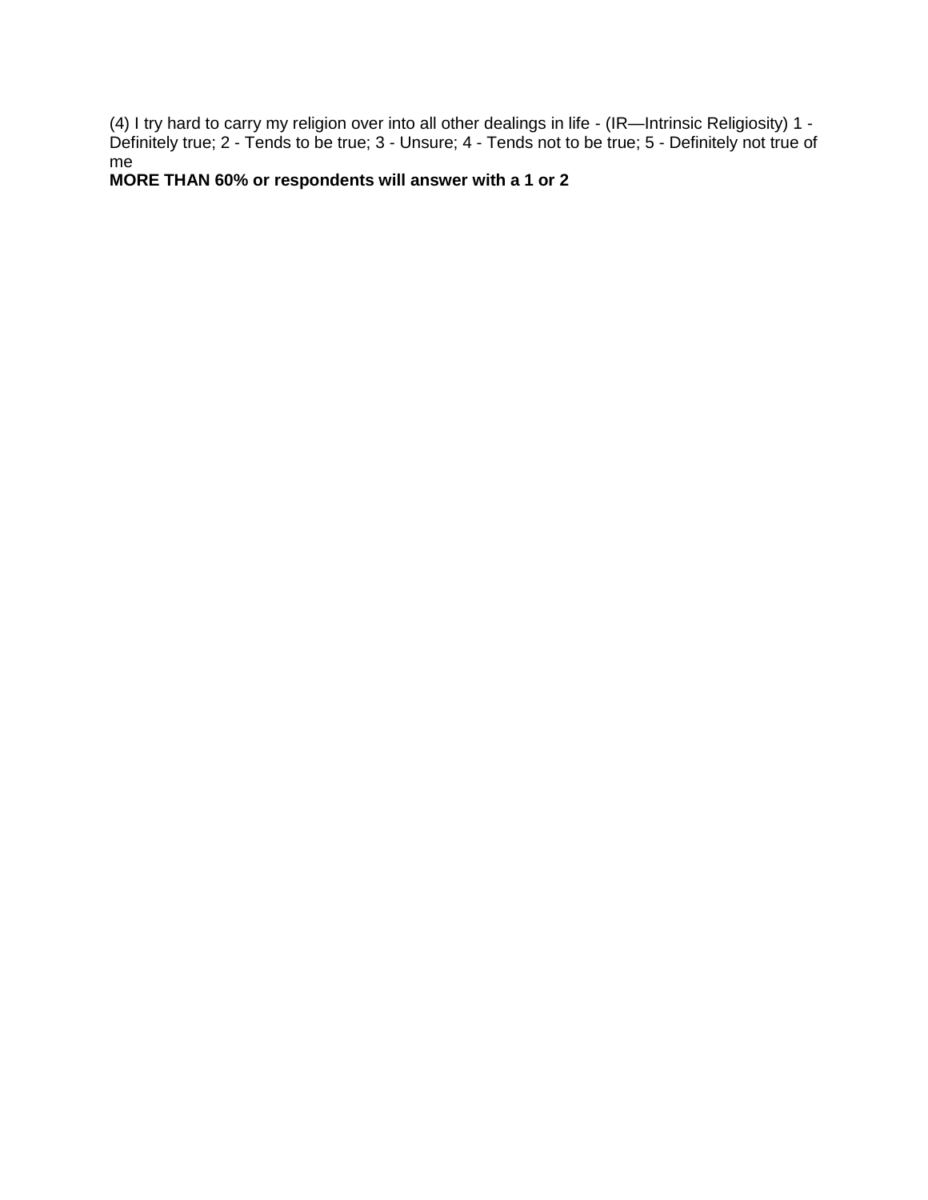(4) I try hard to carry my religion over into all other dealings in life - (IR—Intrinsic Religiosity) 1 - Definitely true; 2 - Tends to be true; 3 - Unsure; 4 - Tends not to be true; 5 - Definitely not true of me

**MORE THAN 60% or respondents will answer with a 1 or 2**